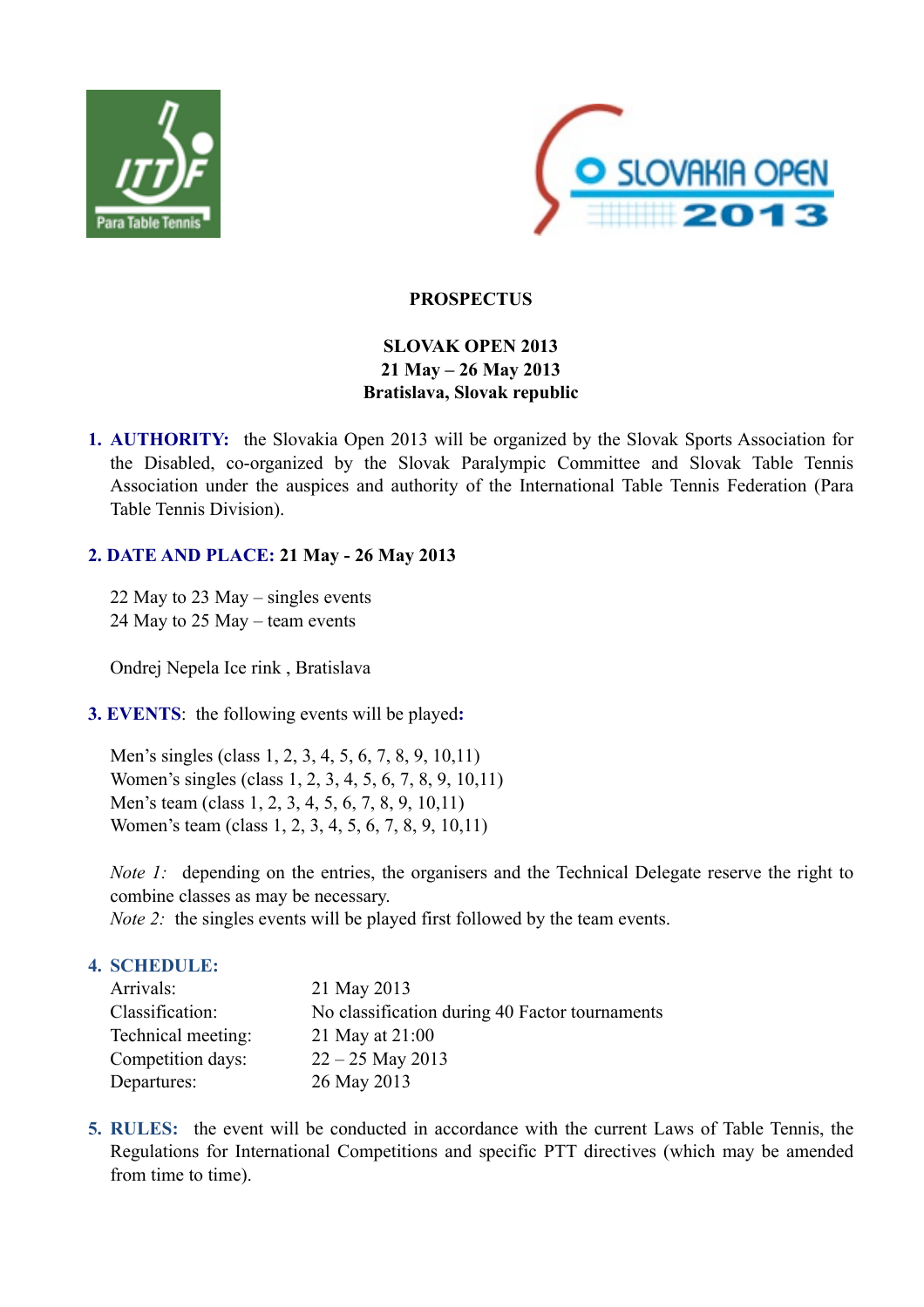**PROSPECTUS**

**SLOVAK OPEN 2013**
**21 May – 26 May 2013**
**Bratislava, Slovak republic**

1. **AUTHORITY:** the Slovakia Open 2013 will be organized by the Slovak Sports Association for the Disabled, co-organized by the Slovak Paralympic Committee and Slovak Table Tennis Association under the auspices and authority of the International Table Tennis Federation (Para Table Tennis Division).

2. **DATE AND PLACE: 21 May - 26 May 2013**

   22 May to 23 May – singles events
   24 May to 25 May – team events

   Ondrej Nepela Ice rink , Bratislava

3. **EVENTS**: the following events will be played**:**

   Men's singles (class 1, 2, 3, 4, 5, 6, 7, 8, 9, 10,11)
   Women's singles (class 1, 2, 3, 4, 5, 6, 7, 8, 9, 10,11)
   Men's team (class 1, 2, 3, 4, 5, 6, 7, 8, 9, 10,11)
   Women's team (class 1, 2, 3, 4, 5, 6, 7, 8, 9, 10,11)

   *Note 1:* depending on the entries, the organisers and the Technical Delegate reserve the right to combine classes as may be necessary.
   *Note 2:* the singles events will be played first followed by the team events.

4. **SCHEDULE:**

   | | |
   |---|---|
   | Arrivals: | 21 May 2013 |
   | Classification: | No classification during 40 Factor tournaments |
   | Technical meeting: | 21 May at 21:00 |
   | Competition days: | 22 – 25 May 2013 |
   | Departures: | 26 May 2013 |

5. **RULES:** the event will be conducted in accordance with the current Laws of Table Tennis, the Regulations for International Competitions and specific PTT directives (which may be amended from time to time).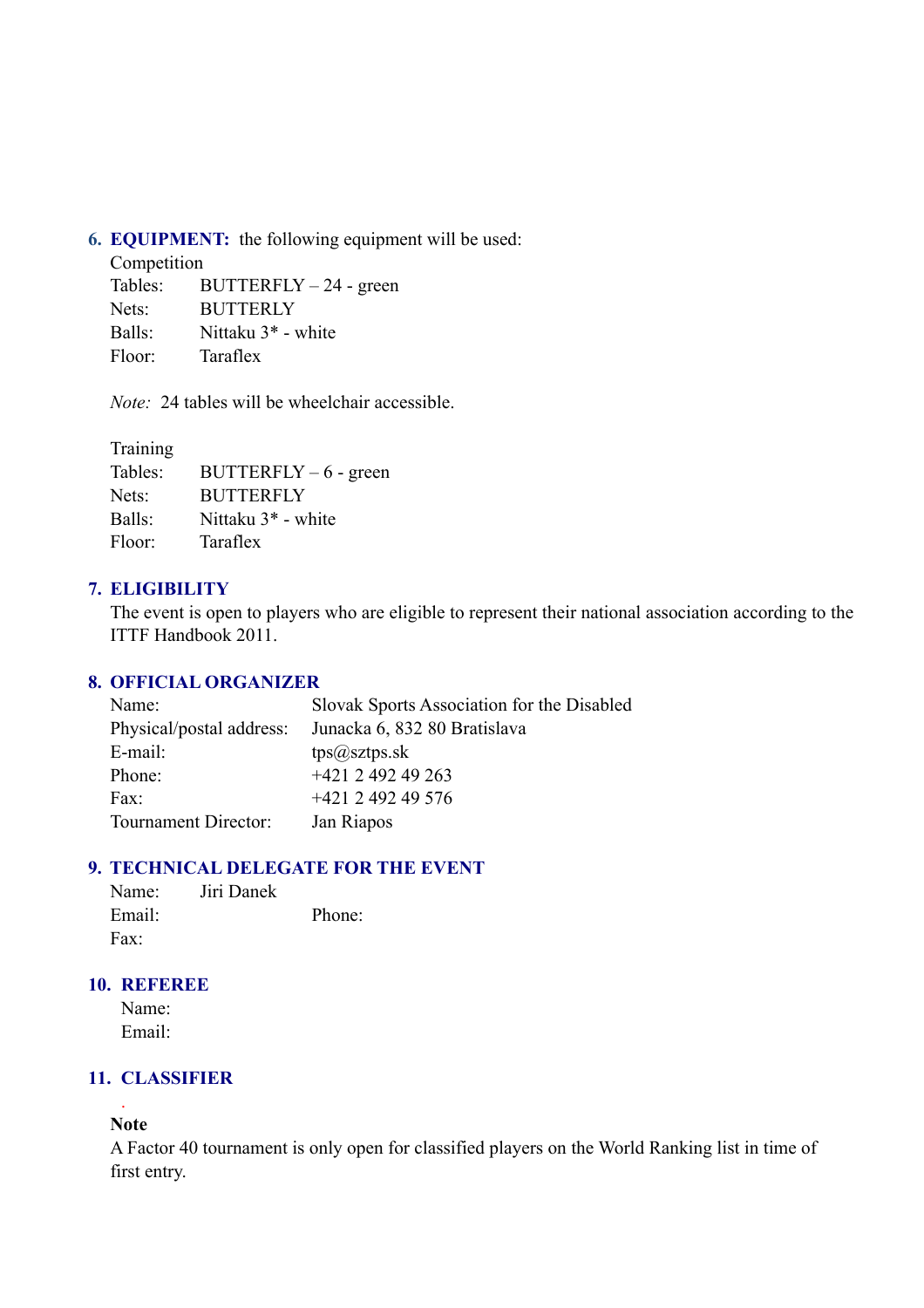## 6. EQUIPMENT: the following equipment will be used:

Competition

Tables: BUTTERFLY – 24 - green
Nets: BUTTERLY
Balls: Nittaku 3* - white
Floor: Taraflex

*Note:* 24 tables will be wheelchair accessible.

Training

Tables: BUTTERFLY – 6 - green
Nets: BUTTERFLY
Balls: Nittaku 3* - white
Floor: Taraflex

## 7. ELIGIBILITY

The event is open to players who are eligible to represent their national association according to the ITTF Handbook 2011.

## 8. OFFICIAL ORGANIZER

Name: Slovak Sports Association for the Disabled
Physical/postal address: Junacka 6, 832 80 Bratislava
E-mail: tps@sztps.sk
Phone: +421 2 492 49 263
Fax: +421 2 492 49 576
Tournament Director: Jan Riapos

## 9. TECHNICAL DELEGATE FOR THE EVENT

Name: Jiri Danek
Email: Phone:
Fax:

## 10. REFEREE

Name:
Email:

## 11. CLASSIFIER

**Note**

A Factor 40 tournament is only open for classified players on the World Ranking list in time of first entry.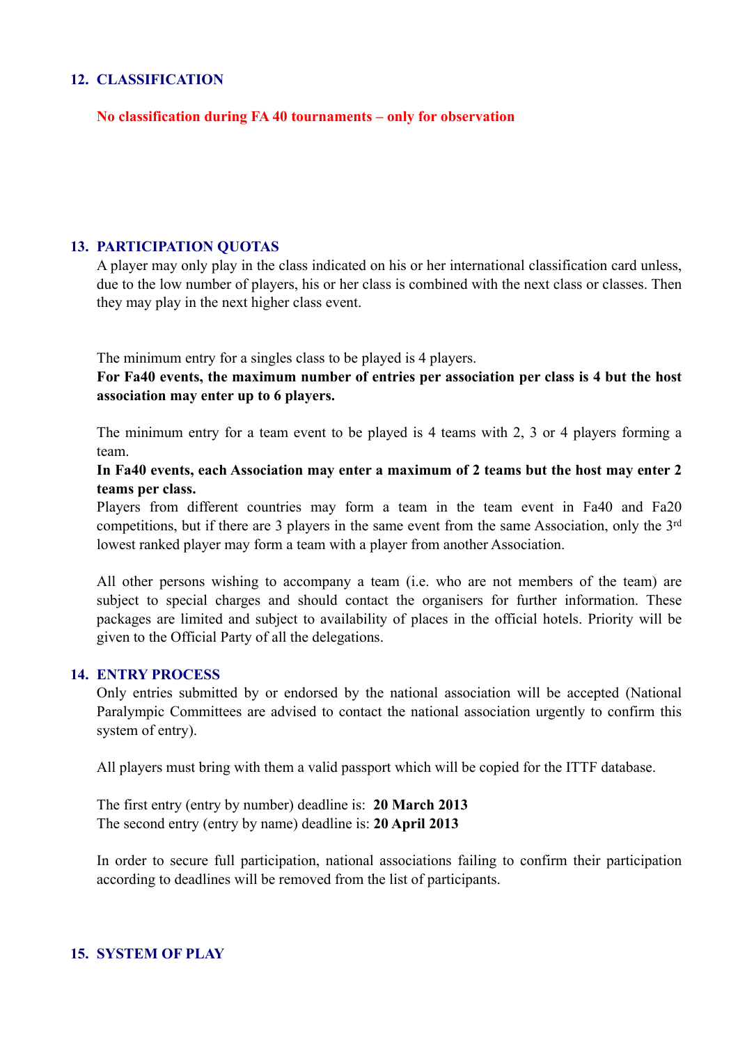## 12. CLASSIFICATION

**No classification during FA 40 tournaments – only for observation**

## 13. PARTICIPATION QUOTAS

A player may only play in the class indicated on his or her international classification card unless, due to the low number of players, his or her class is combined with the next class or classes. Then they may play in the next higher class event.

The minimum entry for a singles class to be played is 4 players.

**For Fa40 events, the maximum number of entries per association per class is 4 but the host association may enter up to 6 players.**

The minimum entry for a team event to be played is 4 teams with 2, 3 or 4 players forming a team.

**In Fa40 events, each Association may enter a maximum of 2 teams but the host may enter 2 teams per class.**

Players from different countries may form a team in the team event in Fa40 and Fa20 competitions, but if there are 3 players in the same event from the same Association, only the 3rd lowest ranked player may form a team with a player from another Association.

All other persons wishing to accompany a team (i.e. who are not members of the team) are subject to special charges and should contact the organisers for further information. These packages are limited and subject to availability of places in the official hotels. Priority will be given to the Official Party of all the delegations.

## 14. ENTRY PROCESS

Only entries submitted by or endorsed by the national association will be accepted (National Paralympic Committees are advised to contact the national association urgently to confirm this system of entry).

All players must bring with them a valid passport which will be copied for the ITTF database.

The first entry (entry by number) deadline is: **20 March 2013**
The second entry (entry by name) deadline is: **20 April 2013**

In order to secure full participation, national associations failing to confirm their participation according to deadlines will be removed from the list of participants.

## 15. SYSTEM OF PLAY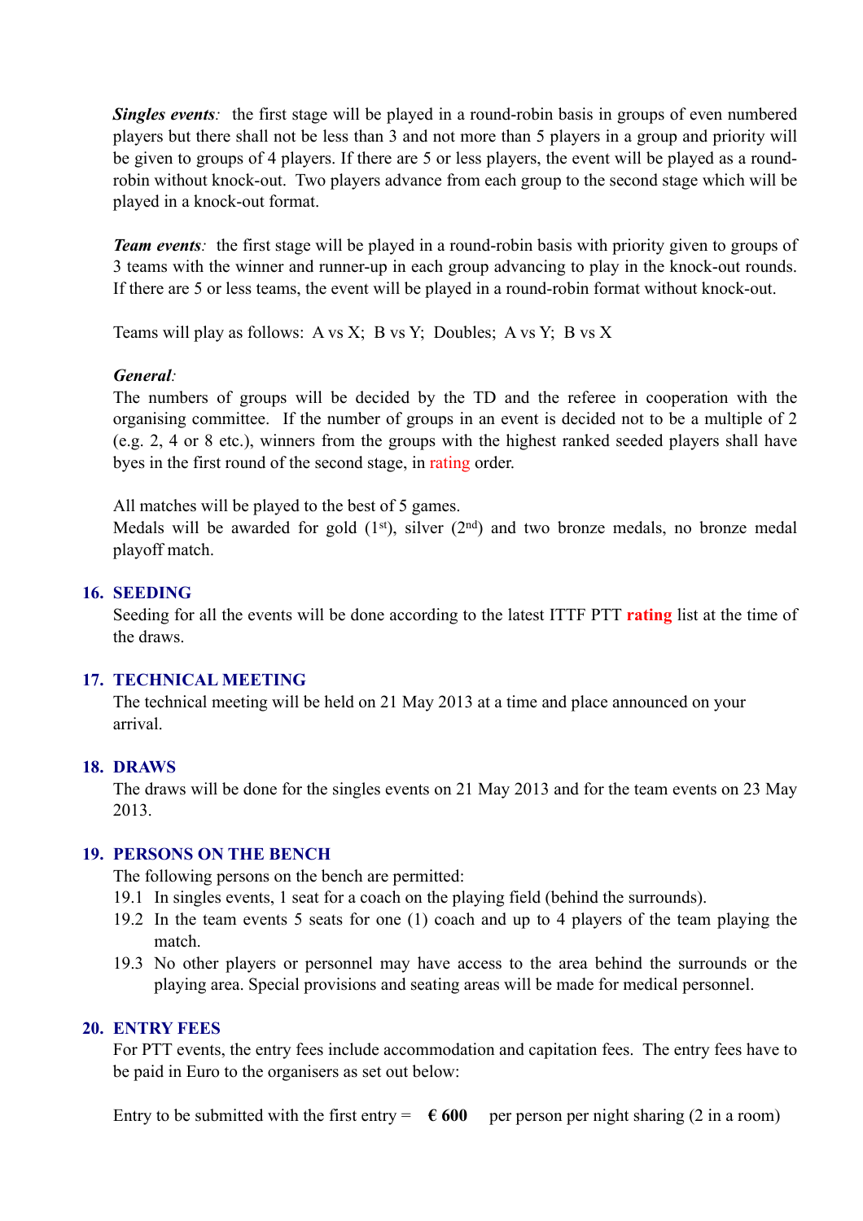***Singles events:*** the first stage will be played in a round-robin basis in groups of even numbered players but there shall not be less than 3 and not more than 5 players in a group and priority will be given to groups of 4 players. If there are 5 or less players, the event will be played as a round-robin without knock-out. Two players advance from each group to the second stage which will be played in a knock-out format.

***Team events:*** the first stage will be played in a round-robin basis with priority given to groups of 3 teams with the winner and runner-up in each group advancing to play in the knock-out rounds. If there are 5 or less teams, the event will be played in a round-robin format without knock-out.

Teams will play as follows: A vs X; B vs Y; Doubles; A vs Y; B vs X

***General:***
The numbers of groups will be decided by the TD and the referee in cooperation with the organising committee. If the number of groups in an event is decided not to be a multiple of 2 (e.g. 2, 4 or 8 etc.), winners from the groups with the highest ranked seeded players shall have byes in the first round of the second stage, in rating order.

All matches will be played to the best of 5 games.
Medals will be awarded for gold (1st), silver (2nd) and two bronze medals, no bronze medal playoff match.

## 16. SEEDING

Seeding for all the events will be done according to the latest ITTF PTT **rating** list at the time of the draws.

## 17. TECHNICAL MEETING

The technical meeting will be held on 21 May 2013 at a time and place announced on your arrival.

## 18. DRAWS

The draws will be done for the singles events on 21 May 2013 and for the team events on 23 May 2013.

## 19. PERSONS ON THE BENCH

The following persons on the bench are permitted:

19.1 In singles events, 1 seat for a coach on the playing field (behind the surrounds).

19.2 In the team events 5 seats for one (1) coach and up to 4 players of the team playing the match.

19.3 No other players or personnel may have access to the area behind the surrounds or the playing area. Special provisions and seating areas will be made for medical personnel.

## 20. ENTRY FEES

For PTT events, the entry fees include accommodation and capitation fees. The entry fees have to be paid in Euro to the organisers as set out below:

Entry to be submitted with the first entry = **€ 600** per person per night sharing (2 in a room)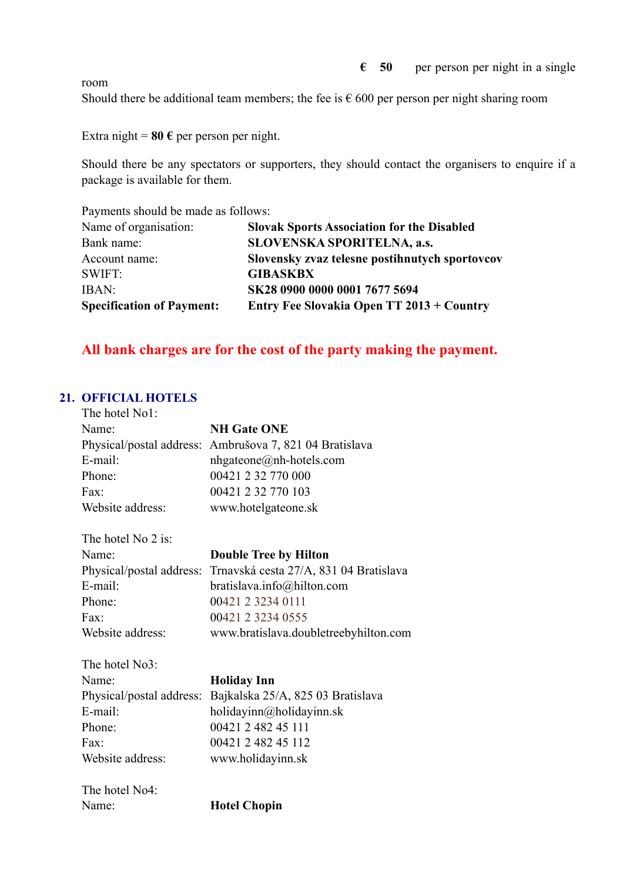**€ 50** per person per night in a single room

Should there be additional team members; the fee is € 600 per person per night sharing room

Extra night = **80 €** per person per night.

Should there be any spectators or supporters, they should contact the organisers to enquire if a package is available for them.

Payments should be made as follows:

| | |
|---|---|
| Name of organisation: | **Slovak Sports Association for the Disabled** |
| Bank name: | **SLOVENSKA SPORITELNA, a.s.** |
| Account name: | **Slovensky zvaz telesne postihnutych sportovcov** |
| SWIFT: | **GIBASKBX** |
| IBAN: | **SK28 0900 0000 0001 7677 5694** |
| **Specification of Payment:** | **Entry Fee Slovakia Open TT 2013 + Country** |

**All bank charges are for the cost of the party making the payment.**

## 21. OFFICIAL HOTELS

The hotel No1:

| | |
|---|---|
| Name: | **NH Gate ONE** |
| Physical/postal address: | Ambrušova 7, 821 04 Bratislava |
| E-mail: | nhgateone@nh-hotels.com |
| Phone: | 00421 2 32 770 000 |
| Fax: | 00421 2 32 770 103 |
| Website address: | www.hotelgateone.sk |

The hotel No 2 is:

| | |
|---|---|
| Name: | **Double Tree by Hilton** |
| Physical/postal address: | Trnavská cesta 27/A, 831 04 Bratislava |
| E-mail: | bratislava.info@hilton.com |
| Phone: | 00421 2 3234 0111 |
| Fax: | 00421 2 3234 0555 |
| Website address: | www.bratislava.doubletreebyhilton.com |

The hotel No3:

| | |
|---|---|
| Name: | **Holiday Inn** |
| Physical/postal address: | Bajkalska 25/A, 825 03 Bratislava |
| E-mail: | holidayinn@holidayinn.sk |
| Phone: | 00421 2 482 45 111 |
| Fax: | 00421 2 482 45 112 |
| Website address: | www.holidayinn.sk |

The hotel No4:

| | |
|---|---|
| Name: | **Hotel Chopin** |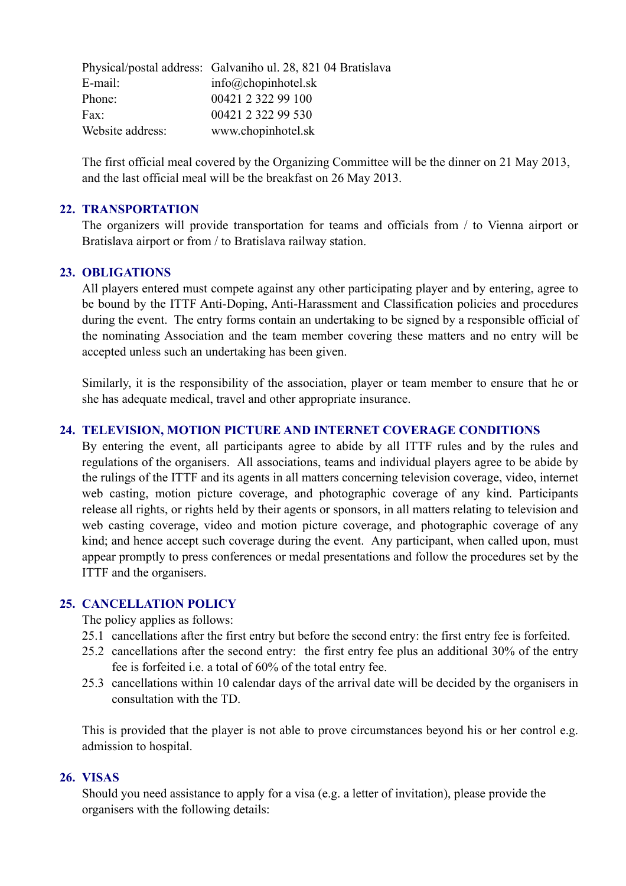| | |
|---|---|
| Physical/postal address: | Galvaniho ul. 28, 821 04 Bratislava |
| E-mail: | info@chopinhotel.sk |
| Phone: | 00421 2 322 99 100 |
| Fax: | 00421 2 322 99 530 |
| Website address: | www.chopinhotel.sk |

The first official meal covered by the Organizing Committee will be the dinner on 21 May 2013, and the last official meal will be the breakfast on 26 May 2013.

## 22. TRANSPORTATION

The organizers will provide transportation for teams and officials from / to Vienna airport or Bratislava airport or from / to Bratislava railway station.

## 23. OBLIGATIONS

All players entered must compete against any other participating player and by entering, agree to be bound by the ITTF Anti-Doping, Anti-Harassment and Classification policies and procedures during the event. The entry forms contain an undertaking to be signed by a responsible official of the nominating Association and the team member covering these matters and no entry will be accepted unless such an undertaking has been given.

Similarly, it is the responsibility of the association, player or team member to ensure that he or she has adequate medical, travel and other appropriate insurance.

## 24. TELEVISION, MOTION PICTURE AND INTERNET COVERAGE CONDITIONS

By entering the event, all participants agree to abide by all ITTF rules and by the rules and regulations of the organisers. All associations, teams and individual players agree to be abide by the rulings of the ITTF and its agents in all matters concerning television coverage, video, internet web casting, motion picture coverage, and photographic coverage of any kind. Participants release all rights, or rights held by their agents or sponsors, in all matters relating to television and web casting coverage, video and motion picture coverage, and photographic coverage of any kind; and hence accept such coverage during the event. Any participant, when called upon, must appear promptly to press conferences or medal presentations and follow the procedures set by the ITTF and the organisers.

## 25. CANCELLATION POLICY

The policy applies as follows:

25.1 cancellations after the first entry but before the second entry: the first entry fee is forfeited.

25.2 cancellations after the second entry: the first entry fee plus an additional 30% of the entry fee is forfeited i.e. a total of 60% of the total entry fee.

25.3 cancellations within 10 calendar days of the arrival date will be decided by the organisers in consultation with the TD.

This is provided that the player is not able to prove circumstances beyond his or her control e.g. admission to hospital.

## 26. VISAS

Should you need assistance to apply for a visa (e.g. a letter of invitation), please provide the organisers with the following details: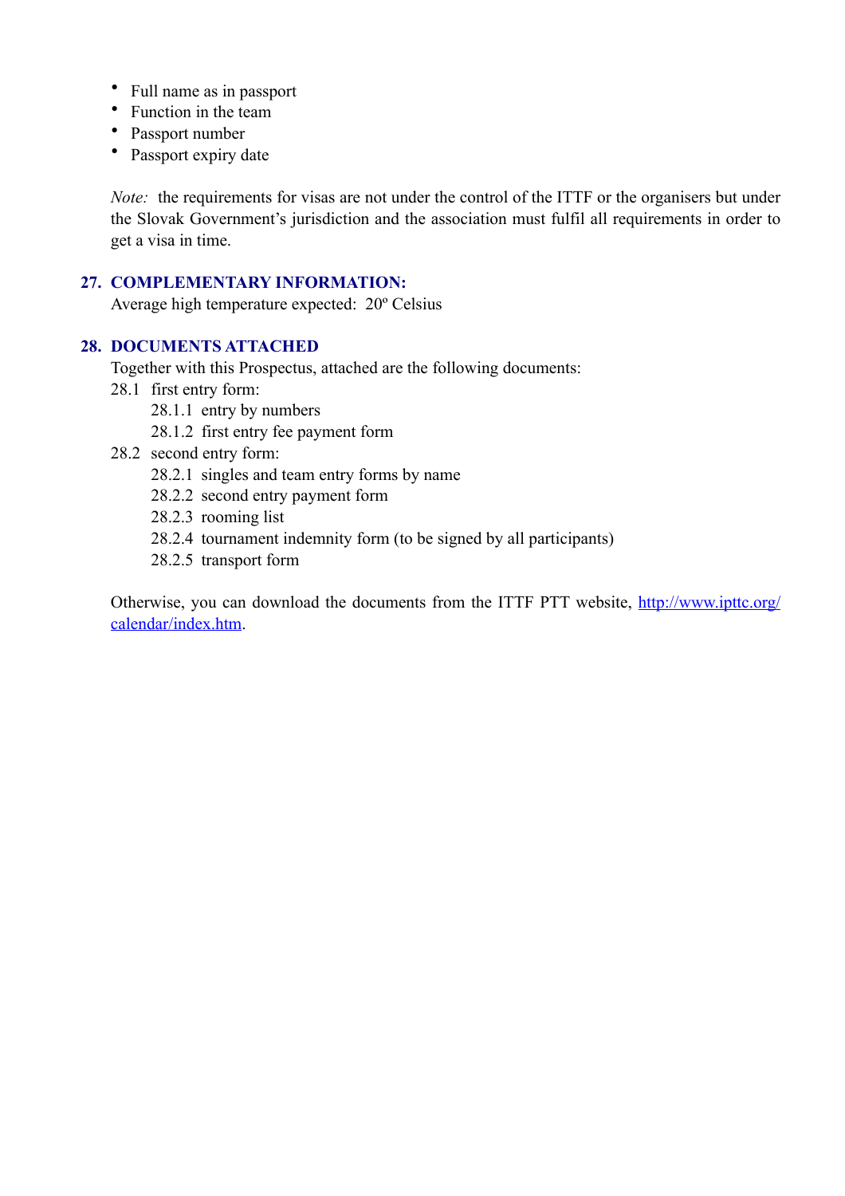- Full name as in passport
- Function in the team
- Passport number
- Passport expiry date

*Note:* the requirements for visas are not under the control of the ITTF or the organisers but under the Slovak Government's jurisdiction and the association must fulfil all requirements in order to get a visa in time.

## 27. COMPLEMENTARY INFORMATION:

Average high temperature expected: 20º Celsius

## 28. DOCUMENTS ATTACHED

Together with this Prospectus, attached are the following documents:

28.1 first entry form:

- 28.1.1 entry by numbers
- 28.1.2 first entry fee payment form

28.2 second entry form:

- 28.2.1 singles and team entry forms by name
- 28.2.2 second entry payment form
- 28.2.3 rooming list
- 28.2.4 tournament indemnity form (to be signed by all participants)
- 28.2.5 transport form

Otherwise, you can download the documents from the ITTF PTT website, [http://www.ipttc.org/calendar/index.htm](http://www.ipttc.org/calendar/index.htm).